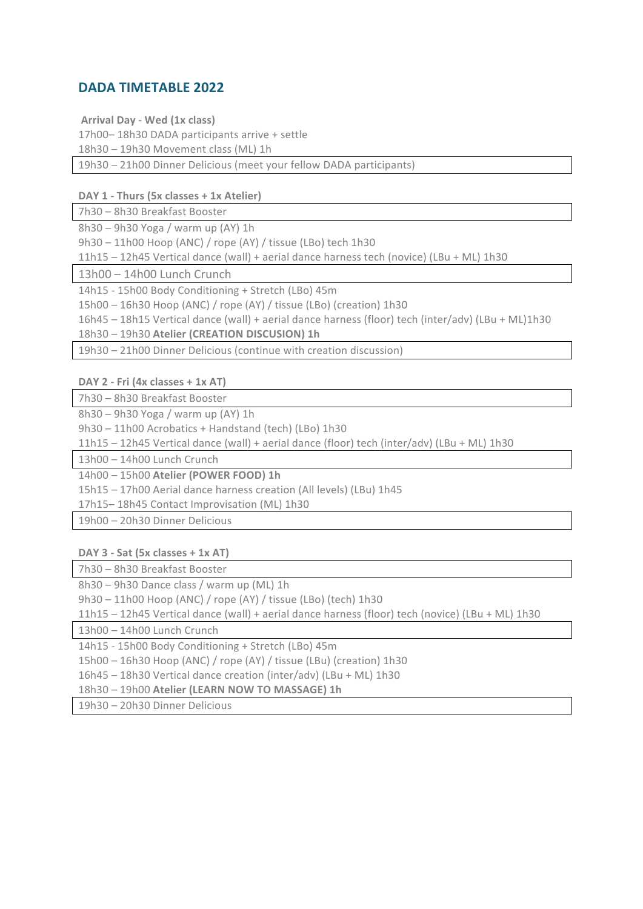## DADA TIMETABLE 2022

**Arrival Day - Wed (1x class)**

17h00– 18h30 DADA participants arrive + settle
18h30 – 19h30 Movement class (ML) 1h
19h30 – 21h00 Dinner Delicious (meet your fellow DADA participants)

**DAY 1 - Thurs (5x classes + 1x Atelier)**

7h30 – 8h30 Breakfast Booster
8h30 – 9h30 Yoga / warm up (AY) 1h
9h30 – 11h00 Hoop (ANC) / rope (AY) / tissue (LBo) tech 1h30
11h15 – 12h45 Vertical dance (wall) + aerial dance harness tech (novice) (LBu + ML) 1h30
13h00 – 14h00 Lunch Crunch
14h15 - 15h00 Body Conditioning + Stretch (LBo) 45m
15h00 – 16h30 Hoop (ANC) / rope (AY) / tissue (LBo) (creation) 1h30
16h45 – 18h15 Vertical dance (wall) + aerial dance harness (floor) tech (inter/adv) (LBu + ML)1h30
18h30 – 19h30 **Atelier (CREATION DISCUSION) 1h**
19h30 – 21h00 Dinner Delicious (continue with creation discussion)

**DAY 2 - Fri (4x classes + 1x AT)**

7h30 – 8h30 Breakfast Booster
8h30 – 9h30 Yoga / warm up (AY) 1h
9h30 – 11h00 Acrobatics + Handstand (tech) (LBo) 1h30
11h15 – 12h45 Vertical dance (wall) + aerial dance (floor) tech (inter/adv) (LBu + ML) 1h30
13h00 – 14h00 Lunch Crunch
14h00 – 15h00 **Atelier (POWER FOOD) 1h**
15h15 – 17h00 Aerial dance harness creation (All levels) (LBu) 1h45
17h15– 18h45 Contact Improvisation (ML) 1h30
19h00 – 20h30 Dinner Delicious

**DAY 3 - Sat (5x classes + 1x AT)**

7h30 – 8h30 Breakfast Booster
8h30 – 9h30 Dance class / warm up (ML) 1h
9h30 – 11h00 Hoop (ANC) / rope (AY) / tissue (LBo) (tech) 1h30
11h15 – 12h45 Vertical dance (wall) + aerial dance harness (floor) tech (novice) (LBu + ML) 1h30
13h00 – 14h00 Lunch Crunch
14h15 - 15h00 Body Conditioning + Stretch (LBo) 45m
15h00 – 16h30 Hoop (ANC) / rope (AY) / tissue (LBu) (creation) 1h30
16h45 – 18h30 Vertical dance creation (inter/adv) (LBu + ML) 1h30
18h30 – 19h00 **Atelier (LEARN NOW TO MASSAGE) 1h**
19h30 – 20h30 Dinner Delicious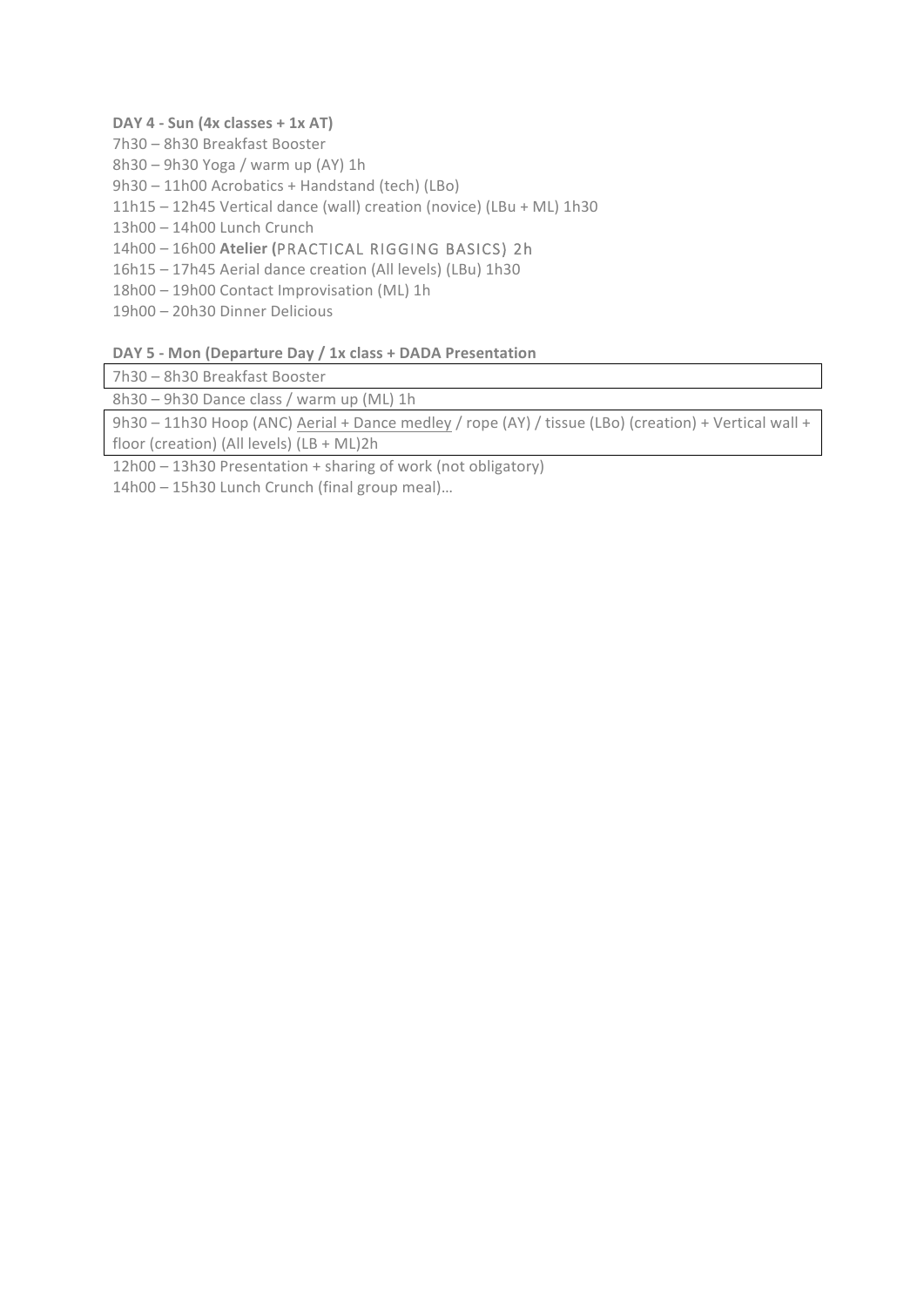**DAY 4 - Sun (4x classes + 1x AT)**

7h30 – 8h30 Breakfast Booster
8h30 – 9h30 Yoga / warm up (AY) 1h
9h30 – 11h00 Acrobatics + Handstand (tech) (LBo)
11h15 – 12h45 Vertical dance (wall) creation (novice) (LBu + ML) 1h30
13h00 – 14h00 Lunch Crunch
14h00 – 16h00 **Atelier (**PRACTICAL RIGGING BASICS) 2h
16h15 – 17h45 Aerial dance creation (All levels) (LBu) 1h30
18h00 – 19h00 Contact Improvisation (ML) 1h
19h00 – 20h30 Dinner Delicious

**DAY 5 - Mon (Departure Day / 1x class + DADA Presentation**

7h30 – 8h30 Breakfast Booster
8h30 – 9h30 Dance class / warm up (ML) 1h
9h30 – 11h30 Hoop (ANC) Aerial + Dance medley / rope (AY) / tissue (LBo) (creation) + Vertical wall + floor (creation) (All levels) (LB + ML)2h
12h00 – 13h30 Presentation + sharing of work (not obligatory)
14h00 – 15h30 Lunch Crunch (final group meal)…